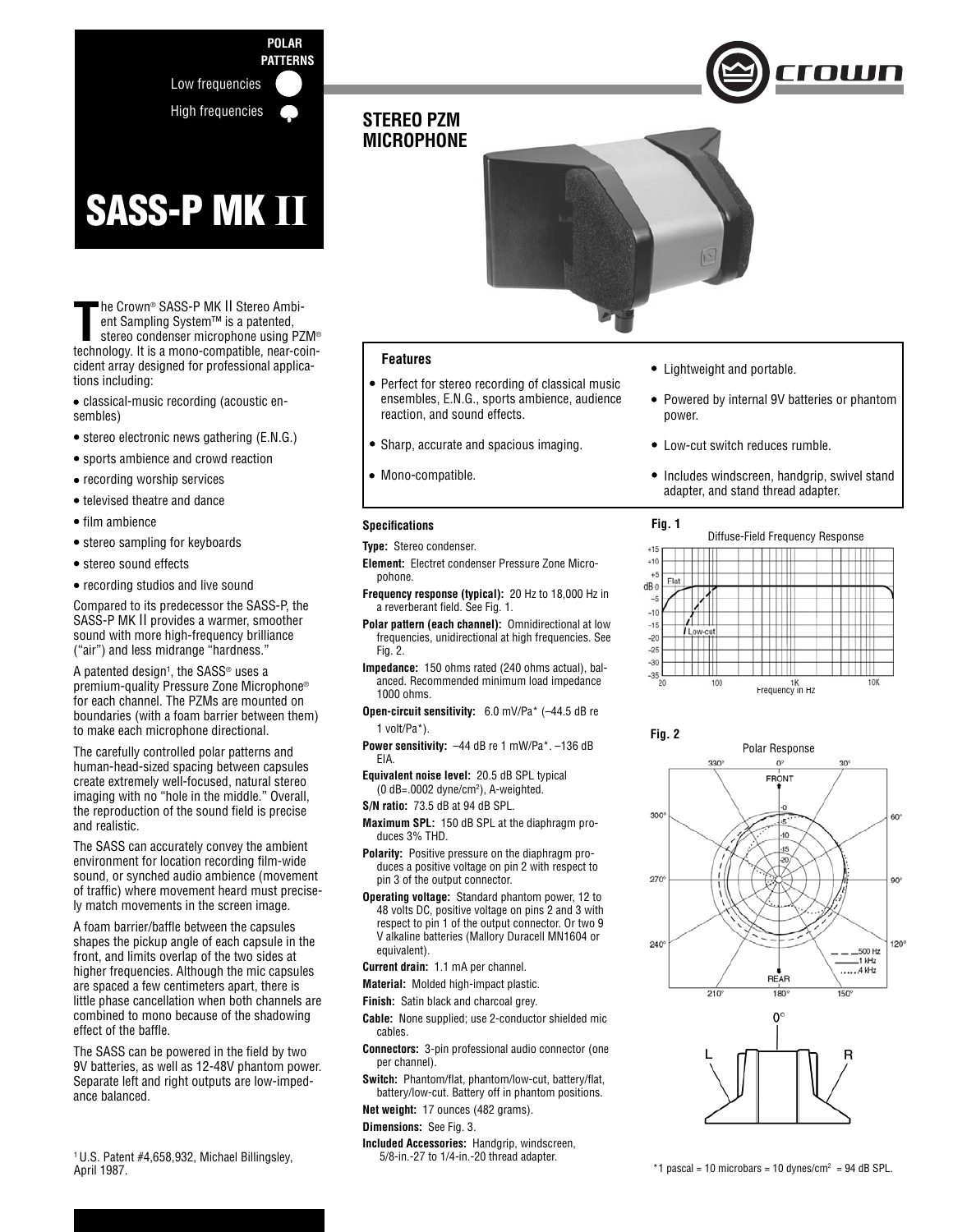POLAR PATTERNS

Low frequencies

High frequencies

# SASS-P MK II

## STEREO PZM MICROPHONE

The Crown® SASS-P MK II Stereo Ambient Sampling System™ is a patented, stereo condenser microphone using PZM® technology. It is a mono-compatible, near-coincident array designed for professional applications including:

- classical-music recording (acoustic ensembles)
- stereo electronic news gathering (E.N.G.)
- sports ambience and crowd reaction
- recording worship services
- televised theatre and dance
- film ambience
- stereo sampling for keyboards
- stereo sound effects
- recording studios and live sound

Compared to its predecessor the SASS-P, the SASS-P MK II provides a warmer, smoother sound with more high-frequency brilliance ("air") and less midrange "hardness."

A patented design[1], the SASS® uses a premium-quality Pressure Zone Microphone® for each channel. The PZMs are mounted on boundaries (with a foam barrier between them) to make each microphone directional.

The carefully controlled polar patterns and human-head-sized spacing between capsules create extremely well-focused, natural stereo imaging with no "hole in the middle." Overall, the reproduction of the sound field is precise and realistic.

The SASS can accurately convey the ambient environment for location recording film-wide sound, or synched audio ambience (movement of traffic) where movement heard must precisely match movements in the screen image.

A foam barrier/baffle between the capsules shapes the pickup angle of each capsule in the front, and limits overlap of the two sides at higher frequencies. Although the mic capsules are spaced a few centimeters apart, there is little phase cancellation when both channels are combined to mono because of the shadowing effect of the baffle.

The SASS can be powered in the field by two 9V batteries, as well as 12-48V phantom power. Separate left and right outputs are low-impedance balanced.

[1] U.S. Patent #4,658,932, Michael Billingsley, April 1987.

### Features

- Perfect for stereo recording of classical music ensembles, E.N.G., sports ambience, audience reaction, and sound effects.
- Sharp, accurate and spacious imaging.
- Mono-compatible.
- Lightweight and portable.
- Powered by internal 9V batteries or phantom power.
- Low-cut switch reduces rumble.
- Includes windscreen, handgrip, swivel stand adapter, and stand thread adapter.

### Specifications

**Type:** Stereo condenser.

**Element:** Electret condenser Pressure Zone Micropohone.

**Frequency response (typical):** 20 Hz to 18,000 Hz in a reverberant field. See Fig. 1.

**Polar pattern (each channel):** Omnidirectional at low frequencies, unidirectional at high frequencies. See Fig. 2.

**Impedance:** 150 ohms rated (240 ohms actual), balanced. Recommended minimum load impedance 1000 ohms.

**Open-circuit sensitivity:** 6.0 mV/Pa* (–44.5 dB re 1 volt/Pa*).

**Power sensitivity:** –44 dB re 1 mW/Pa*. –136 dB EIA.

**Equivalent noise level:** 20.5 dB SPL typical (0 dB=.0002 dyne/cm²), A-weighted.

**S/N ratio:** 73.5 dB at 94 dB SPL.

**Maximum SPL:** 150 dB SPL at the diaphragm produces 3% THD.

**Polarity:** Positive pressure on the diaphragm produces a positive voltage on pin 2 with respect to pin 3 of the output connector.

**Operating voltage:** Standard phantom power, 12 to 48 volts DC, positive voltage on pins 2 and 3 with respect to pin 1 of the output connector. Or two 9 V alkaline batteries (Mallory Duracell MN1604 or equivalent).

**Current drain:** 1.1 mA per channel.

**Material:** Molded high-impact plastic.

**Finish:** Satin black and charcoal grey.

**Cable:** None supplied; use 2-conductor shielded mic cables.

**Connectors:** 3-pin professional audio connector (one per channel).

**Switch:** Phantom/flat, phantom/low-cut, battery/flat, battery/low-cut. Battery off in phantom positions.

**Net weight:** 17 ounces (482 grams).

**Dimensions:** See Fig. 3.

**Included Accessories:** Handgrip, windscreen, 5/8-in.-27 to 1/4-in.-20 thread adapter.

**Fig. 1**

Diffuse-Field Frequency Response

**Fig. 2**

Polar Response

*1 pascal = 10 microbars = 10 dynes/cm² = 94 dB SPL.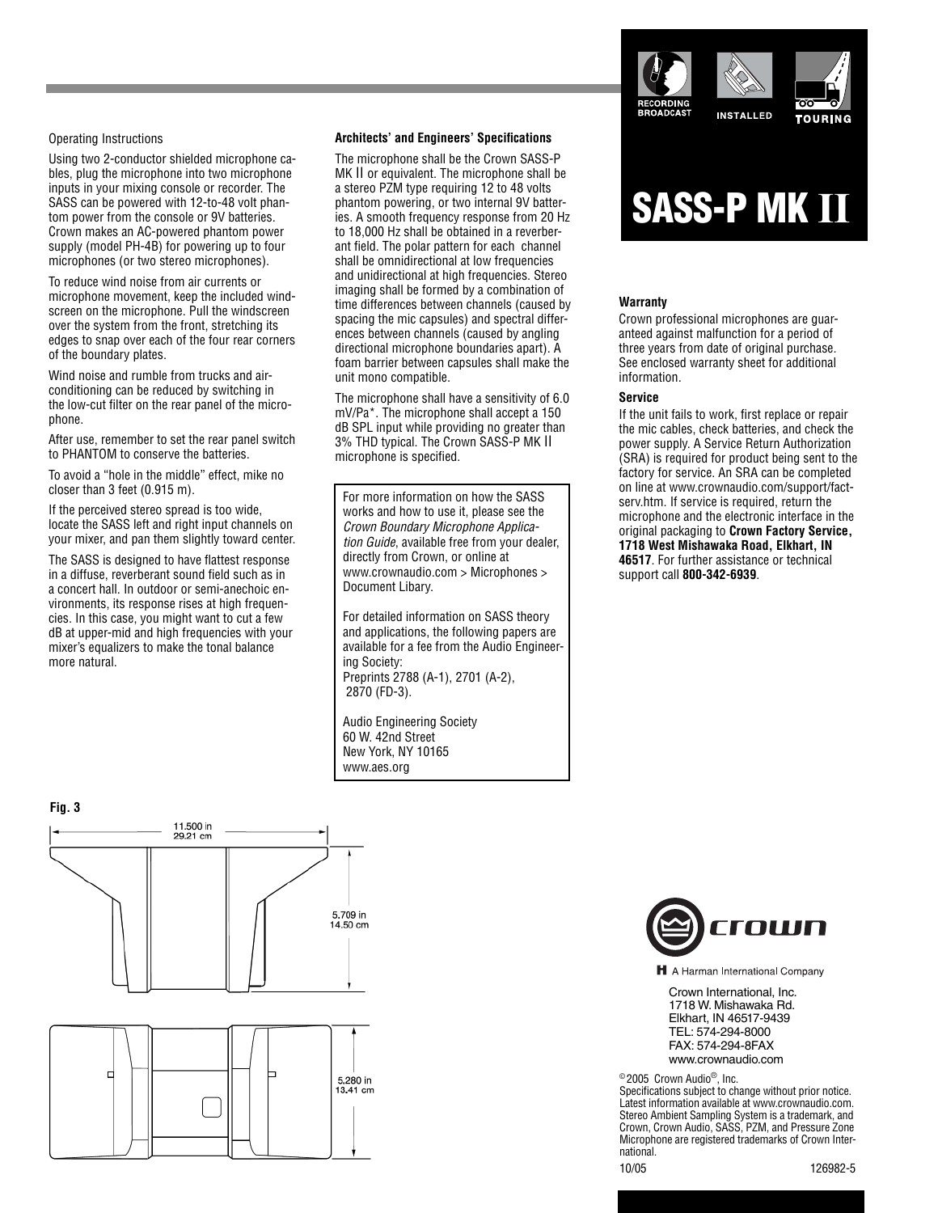Operating Instructions

Using two 2-conductor shielded microphone cables, plug the microphone into two microphone inputs in your mixing console or recorder. The SASS can be powered with 12-to-48 volt phantom power from the console or 9V batteries. Crown makes an AC-powered phantom power supply (model PH-4B) for powering up to four microphones (or two stereo microphones).

To reduce wind noise from air currents or microphone movement, keep the included windscreen on the microphone. Pull the windscreen over the system from the front, stretching its edges to snap over each of the four rear corners of the boundary plates.

Wind noise and rumble from trucks and air-conditioning can be reduced by switching in the low-cut filter on the rear panel of the microphone.

After use, remember to set the rear panel switch to PHANTOM to conserve the batteries.

To avoid a "hole in the middle" effect, mike no closer than 3 feet (0.915 m).

If the perceived stereo spread is too wide, locate the SASS left and right input channels on your mixer, and pan them slightly toward center.

The SASS is designed to have flattest response in a diffuse, reverberant sound field such as in a concert hall. In outdoor or semi-anechoic environments, its response rises at high frequencies. In this case, you might want to cut a few dB at upper-mid and high frequencies with your mixer's equalizers to make the tonal balance more natural.

**Architects' and Engineers' Specifications**

The microphone shall be the Crown SASS-P MK II or equivalent. The microphone shall be a stereo PZM type requiring 12 to 48 volts phantom powering, or two internal 9V batteries. A smooth frequency response from 20 Hz to 18,000 Hz shall be obtained in a reverberant field. The polar pattern for each channel shall be omnidirectional at low frequencies and unidirectional at high frequencies. Stereo imaging shall be formed by a combination of time differences between channels (caused by spacing the mic capsules) and spectral differences between channels (caused by angling directional microphone boundaries apart). A foam barrier between capsules shall make the unit mono compatible.

The microphone shall have a sensitivity of 6.0 mV/Pa*. The microphone shall accept a 150 dB SPL input while providing no greater than 3% THD typical. The Crown SASS-P MK II microphone is specified.

For more information on how the SASS works and how to use it, please see the *Crown Boundary Microphone Application Guide*, available free from your dealer, directly from Crown, or online at www.crownaudio.com > Microphones > Document Libary.

For detailed information on SASS theory and applications, the following papers are available for a fee from the Audio Engineering Society:
Preprints 2788 (A-1), 2701 (A-2), 2870 (FD-3).

Audio Engineering Society
60 W. 42nd Street
New York, NY 10165
www.aes.org

RECORDING BROADCAST — INSTALLED — TOURING

# SASS-P MK II

**Warranty**

Crown professional microphones are guaranteed against malfunction for a period of three years from date of original purchase. See enclosed warranty sheet for additional information.

**Service**

If the unit fails to work, first replace or repair the mic cables, check batteries, and check the power supply. A Service Return Authorization (SRA) is required for product being sent to the factory for service. An SRA can be completed on line at www.crownaudio.com/support/factserv.htm. If service is required, return the microphone and the electronic interface in the original packaging to **Crown Factory Service, 1718 West Mishawaka Road, Elkhart, IN 46517**. For further assistance or technical support call **800-342-6939**.

**Fig. 3**

11.500 in
29.21 cm

5.709 in
14.50 cm

5.280 in
13.41 cm

crown

A Harman International Company

Crown International, Inc.
1718 W. Mishawaka Rd.
Elkhart, IN 46517-9439
TEL: 574-294-8000
FAX: 574-294-8FAX
www.crownaudio.com

© 2005 Crown Audio®, Inc.
Specifications subject to change without prior notice. Latest information available at www.crownaudio.com. Stereo Ambient Sampling System is a trademark, and Crown, Crown Audio, SASS, PZM, and Pressure Zone Microphone are registered trademarks of Crown International.

10/05 126982-5